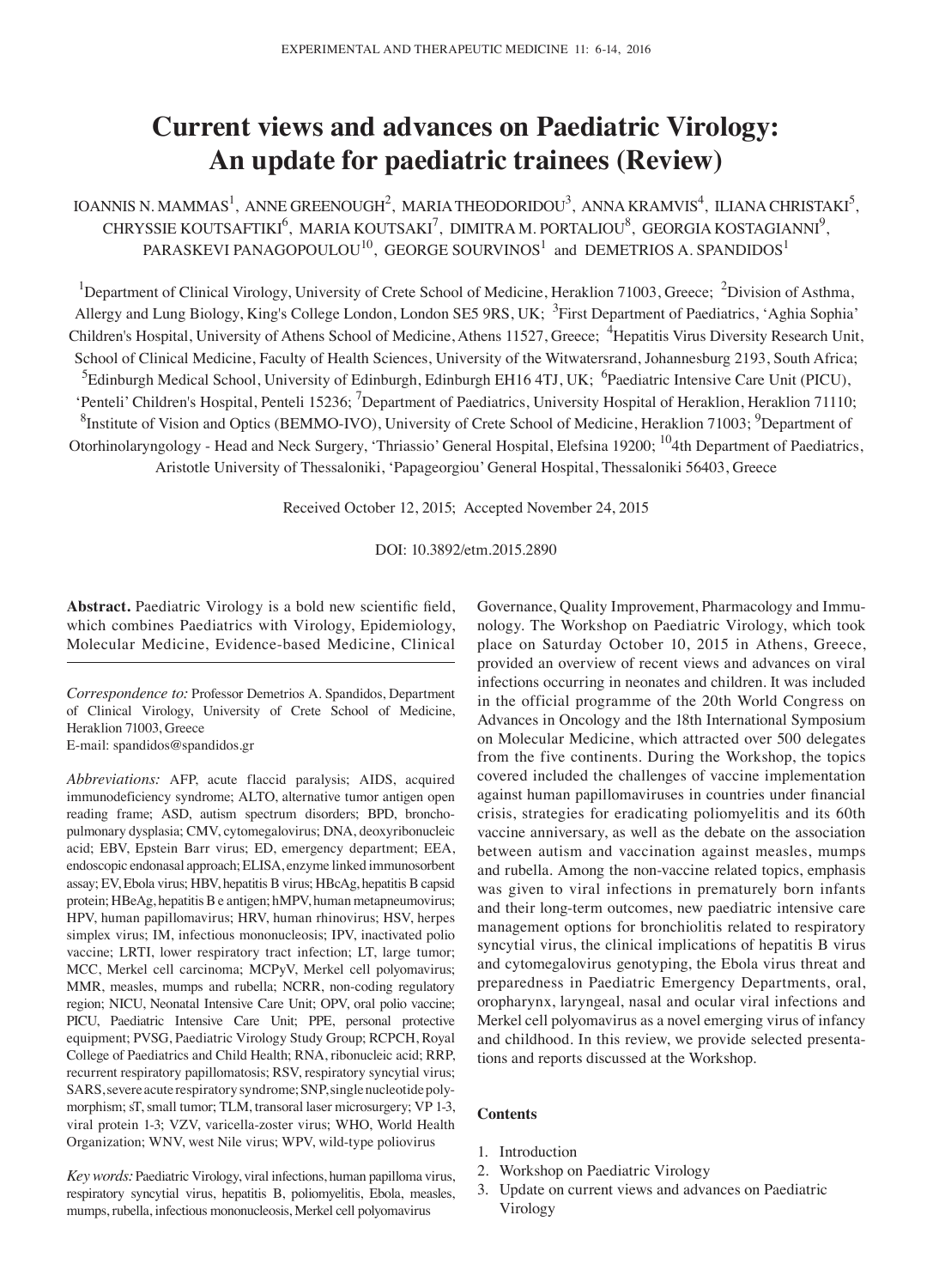# Current views and advances on Paediatric Virology: An update for paediatric trainees (Review)

IOANNIS N. MAMMAS[1], ANNE GREENOUGH[2], MARIA THEODORIDOU[3], ANNA KRAMVIS[4], ILIANA CHRISTAKI[5], CHRYSSIE KOUTSAFTIKI[6], MARIA KOUTSAKI[7], DIMITRA M. PORTALIOU[8], GEORGIA KOSTAGIANNI[9], PARASKEVI PANAGOPOULOU[10], GEORGE SOURVINOS[1] and DEMETRIOS A. SPANDIDOS[1]

[1]Department of Clinical Virology, University of Crete School of Medicine, Heraklion 71003, Greece; [2]Division of Asthma, Allergy and Lung Biology, King's College London, London SE5 9RS, UK; [3]First Department of Paediatrics, 'Aghia Sophia' Children's Hospital, University of Athens School of Medicine, Athens 11527, Greece; [4]Hepatitis Virus Diversity Research Unit, School of Clinical Medicine, Faculty of Health Sciences, University of the Witwatersrand, Johannesburg 2193, South Africa; [5]Edinburgh Medical School, University of Edinburgh, Edinburgh EH16 4TJ, UK; [6]Paediatric Intensive Care Unit (PICU), 'Penteli' Children's Hospital, Penteli 15236; [7]Department of Paediatrics, University Hospital of Heraklion, Heraklion 71110; [8]Institute of Vision and Optics (BEMMO-IVO), University of Crete School of Medicine, Heraklion 71003; [9]Department of Otorhinolaryngology - Head and Neck Surgery, 'Thriassio' General Hospital, Elefsina 19200; [10]4th Department of Paediatrics, Aristotle University of Thessaloniki, 'Papageorgiou' General Hospital, Thessaloniki 56403, Greece

Received October 12, 2015; Accepted November 24, 2015

DOI: 10.3892/etm.2015.2890

**Abstract.** Paediatric Virology is a bold new scientific field, which combines Paediatrics with Virology, Epidemiology, Molecular Medicine, Evidence-based Medicine, Clinical Governance, Quality Improvement, Pharmacology and Immunology. The Workshop on Paediatric Virology, which took place on Saturday October 10, 2015 in Athens, Greece, provided an overview of recent views and advances on viral infections occurring in neonates and children. It was included in the official programme of the 20th World Congress on Advances in Oncology and the 18th International Symposium on Molecular Medicine, which attracted over 500 delegates from the five continents. During the Workshop, the topics covered included the challenges of vaccine implementation against human papillomaviruses in countries under financial crisis, strategies for eradicating poliomyelitis and its 60th vaccine anniversary, as well as the debate on the association between autism and vaccination against measles, mumps and rubella. Among the non-vaccine related topics, emphasis was given to viral infections in prematurely born infants and their long-term outcomes, new paediatric intensive care management options for bronchiolitis related to respiratory syncytial virus, the clinical implications of hepatitis B virus and cytomegalovirus genotyping, the Ebola virus threat and preparedness in Paediatric Emergency Departments, oral, oropharynx, laryngeal, nasal and ocular viral infections and Merkel cell polyomavirus as a novel emerging virus of infancy and childhood. In this review, we provide selected presentations and reports discussed at the Workshop.

*Correspondence to:* Professor Demetrios A. Spandidos, Department of Clinical Virology, University of Crete School of Medicine, Heraklion 71003, Greece
E-mail: spandidos@spandidos.gr

*Abbreviations:* AFP, acute flaccid paralysis; AIDS, acquired immunodeficiency syndrome; ALTO, alternative tumor antigen open reading frame; ASD, autism spectrum disorders; BPD, bronchopulmonary dysplasia; CMV, cytomegalovirus; DNA, deoxyribonucleic acid; EBV, Epstein Barr virus; ED, emergency department; EEA, endoscopic endonasal approach; ELISA, enzyme linked immunosorbent assay; EV, Ebola virus; HBV, hepatitis B virus; HBcAg, hepatitis B capsid protein; HBeAg, hepatitis B e antigen; hMPV, human metapneumovirus; HPV, human papillomavirus; HRV, human rhinovirus; HSV, herpes simplex virus; IM, infectious mononucleosis; IPV, inactivated polio vaccine; LRTI, lower respiratory tract infection; LT, large tumor; MCC, Merkel cell carcinoma; MCPyV, Merkel cell polyomavirus; MMR, measles, mumps and rubella; NCRR, non-coding regulatory region; NICU, Neonatal Intensive Care Unit; OPV, oral polio vaccine; PICU, Paediatric Intensive Care Unit; PPE, personal protective equipment; PVSG, Paediatric Virology Study Group; RCPCH, Royal College of Paediatrics and Child Health; RNA, ribonucleic acid; RRP, recurrent respiratory papillomatosis; RSV, respiratory syncytial virus; SARS, severe acute respiratory syndrome; SNP, single nucleotide polymorphism; sT, small tumor; TLM, transoral laser microsurgery; VP 1-3, viral protein 1-3; VZV, varicella-zoster virus; WHO, World Health Organization; WNV, west Nile virus; WPV, wild-type poliovirus

*Key words:* Paediatric Virology, viral infections, human papilloma virus, respiratory syncytial virus, hepatitis B, poliomyelitis, Ebola, measles, mumps, rubella, infectious mononucleosis, Merkel cell polyomavirus

## Contents

1. Introduction
2. Workshop on Paediatric Virology
3. Update on current views and advances on Paediatric Virology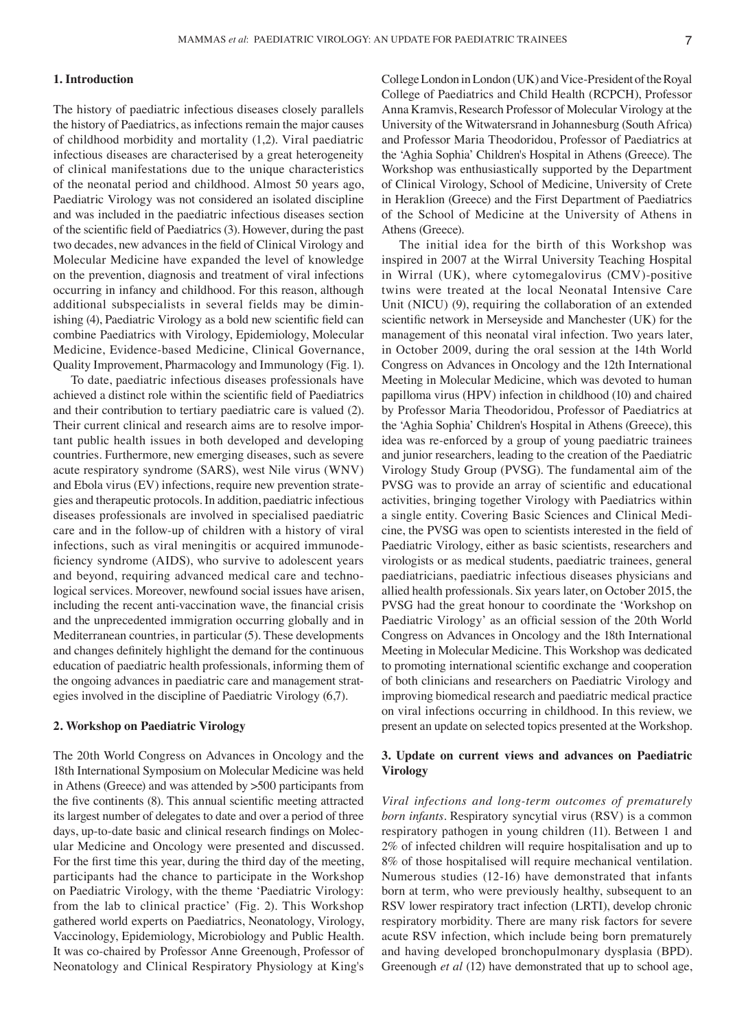## 1. Introduction

The history of paediatric infectious diseases closely parallels the history of Paediatrics, as infections remain the major causes of childhood morbidity and mortality (1,2). Viral paediatric infectious diseases are characterised by a great heterogeneity of clinical manifestations due to the unique characteristics of the neonatal period and childhood. Almost 50 years ago, Paediatric Virology was not considered an isolated discipline and was included in the paediatric infectious diseases section of the scientific field of Paediatrics (3). However, during the past two decades, new advances in the field of Clinical Virology and Molecular Medicine have expanded the level of knowledge on the prevention, diagnosis and treatment of viral infections occurring in infancy and childhood. For this reason, although additional subspecialists in several fields may be diminishing (4), Paediatric Virology as a bold new scientific field can combine Paediatrics with Virology, Epidemiology, Molecular Medicine, Evidence-based Medicine, Clinical Governance, Quality Improvement, Pharmacology and Immunology (Fig. 1).

To date, paediatric infectious diseases professionals have achieved a distinct role within the scientific field of Paediatrics and their contribution to tertiary paediatric care is valued (2). Their current clinical and research aims are to resolve important public health issues in both developed and developing countries. Furthermore, new emerging diseases, such as severe acute respiratory syndrome (SARS), west Nile virus (WNV) and Ebola virus (EV) infections, require new prevention strategies and therapeutic protocols. In addition, paediatric infectious diseases professionals are involved in specialised paediatric care and in the follow-up of children with a history of viral infections, such as viral meningitis or acquired immunodeficiency syndrome (AIDS), who survive to adolescent years and beyond, requiring advanced medical care and technological services. Moreover, newfound social issues have arisen, including the recent anti-vaccination wave, the financial crisis and the unprecedented immigration occurring globally and in Mediterranean countries, in particular (5). These developments and changes definitely highlight the demand for the continuous education of paediatric health professionals, informing them of the ongoing advances in paediatric care and management strategies involved in the discipline of Paediatric Virology (6,7).

## 2. Workshop on Paediatric Virology

The 20th World Congress on Advances in Oncology and the 18th International Symposium on Molecular Medicine was held in Athens (Greece) and was attended by >500 participants from the five continents (8). This annual scientific meeting attracted its largest number of delegates to date and over a period of three days, up-to-date basic and clinical research findings on Molecular Medicine and Oncology were presented and discussed. For the first time this year, during the third day of the meeting, participants had the chance to participate in the Workshop on Paediatric Virology, with the theme 'Paediatric Virology: from the lab to clinical practice' (Fig. 2). This Workshop gathered world experts on Paediatrics, Neonatology, Virology, Vaccinology, Epidemiology, Microbiology and Public Health. It was co-chaired by Professor Anne Greenough, Professor of Neonatology and Clinical Respiratory Physiology at King's College London in London (UK) and Vice-President of the Royal College of Paediatrics and Child Health (RCPCH), Professor Anna Kramvis, Research Professor of Molecular Virology at the University of the Witwatersrand in Johannesburg (South Africa) and Professor Maria Theodoridou, Professor of Paediatrics at the 'Aghia Sophia' Children's Hospital in Athens (Greece). The Workshop was enthusiastically supported by the Department of Clinical Virology, School of Medicine, University of Crete in Heraklion (Greece) and the First Department of Paediatrics of the School of Medicine at the University of Athens in Athens (Greece).

The initial idea for the birth of this Workshop was inspired in 2007 at the Wirral University Teaching Hospital in Wirral (UK), where cytomegalovirus (CMV)-positive twins were treated at the local Neonatal Intensive Care Unit (NICU) (9), requiring the collaboration of an extended scientific network in Merseyside and Manchester (UK) for the management of this neonatal viral infection. Two years later, in October 2009, during the oral session at the 14th World Congress on Advances in Oncology and the 12th International Meeting in Molecular Medicine, which was devoted to human papilloma virus (HPV) infection in childhood (10) and chaired by Professor Maria Theodoridou, Professor of Paediatrics at the 'Aghia Sophia' Children's Hospital in Athens (Greece), this idea was re-enforced by a group of young paediatric trainees and junior researchers, leading to the creation of the Paediatric Virology Study Group (PVSG). The fundamental aim of the PVSG was to provide an array of scientific and educational activities, bringing together Virology with Paediatrics within a single entity. Covering Basic Sciences and Clinical Medicine, the PVSG was open to scientists interested in the field of Paediatric Virology, either as basic scientists, researchers and virologists or as medical students, paediatric trainees, general paediatricians, paediatric infectious diseases physicians and allied health professionals. Six years later, on October 2015, the PVSG had the great honour to coordinate the 'Workshop on Paediatric Virology' as an official session of the 20th World Congress on Advances in Oncology and the 18th International Meeting in Molecular Medicine. This Workshop was dedicated to promoting international scientific exchange and cooperation of both clinicians and researchers on Paediatric Virology and improving biomedical research and paediatric medical practice on viral infections occurring in childhood. In this review, we present an update on selected topics presented at the Workshop.

## 3. Update on current views and advances on Paediatric Virology

*Viral infections and long-term outcomes of prematurely born infants.* Respiratory syncytial virus (RSV) is a common respiratory pathogen in young children (11). Between 1 and 2% of infected children will require hospitalisation and up to 8% of those hospitalised will require mechanical ventilation. Numerous studies (12-16) have demonstrated that infants born at term, who were previously healthy, subsequent to an RSV lower respiratory tract infection (LRTI), develop chronic respiratory morbidity. There are many risk factors for severe acute RSV infection, which include being born prematurely and having developed bronchopulmonary dysplasia (BPD). Greenough *et al* (12) have demonstrated that up to school age,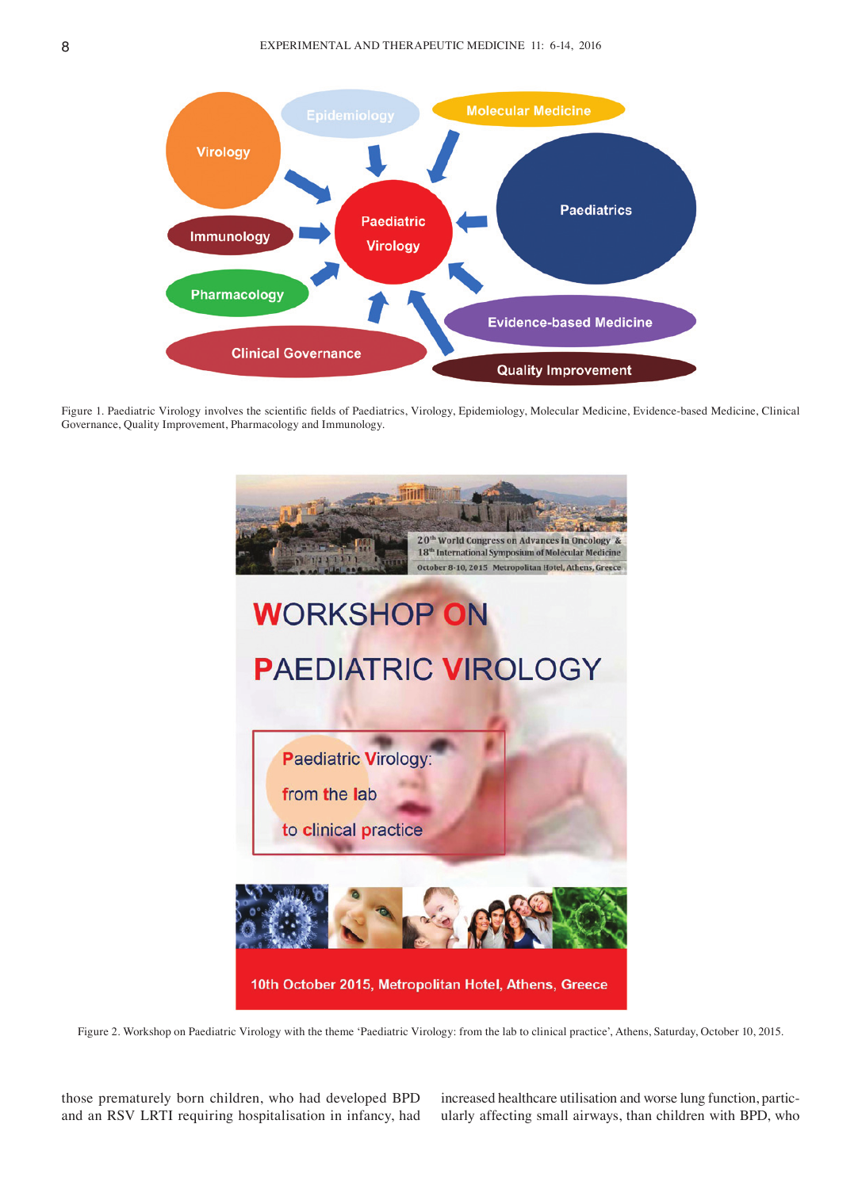Figure 1. Paediatric Virology involves the scientific fields of Paediatrics, Virology, Epidemiology, Molecular Medicine, Evidence-based Medicine, Clinical Governance, Quality Improvement, Pharmacology and Immunology.

Figure 2. Workshop on Paediatric Virology with the theme 'Paediatric Virology: from the lab to clinical practice', Athens, Saturday, October 10, 2015.

those prematurely born children, who had developed BPD and an RSV LRTI requiring hospitalisation in infancy, had increased healthcare utilisation and worse lung function, particularly affecting small airways, than children with BPD, who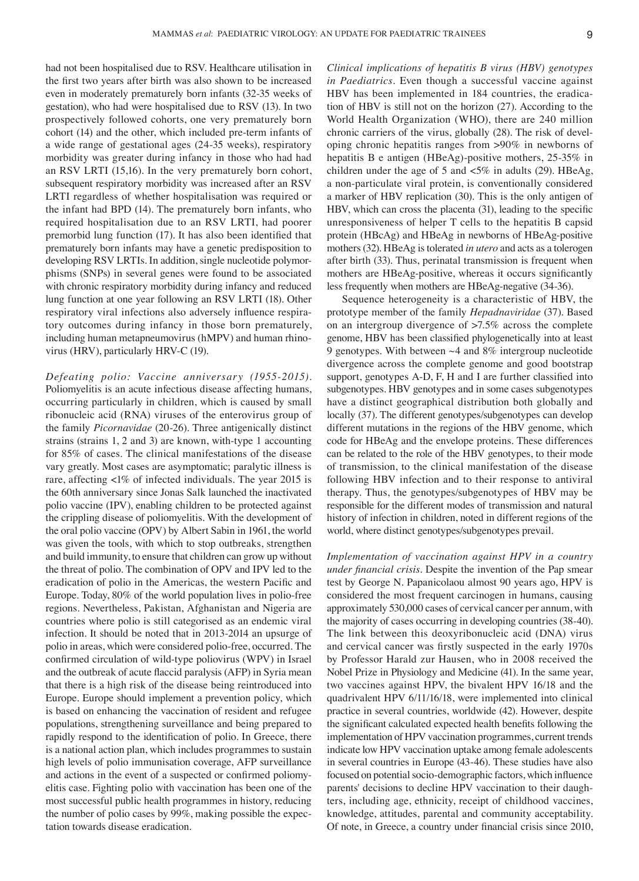had not been hospitalised due to RSV. Healthcare utilisation in the first two years after birth was also shown to be increased even in moderately prematurely born infants (32-35 weeks of gestation), who had were hospitalised due to RSV (13). In two prospectively followed cohorts, one very prematurely born cohort (14) and the other, which included pre-term infants of a wide range of gestational ages (24-35 weeks), respiratory morbidity was greater during infancy in those who had had an RSV LRTI (15,16). In the very prematurely born cohort, subsequent respiratory morbidity was increased after an RSV LRTI regardless of whether hospitalisation was required or the infant had BPD (14). The prematurely born infants, who required hospitalisation due to an RSV LRTI, had poorer premorbid lung function (17). It has also been identified that prematurely born infants may have a genetic predisposition to developing RSV LRTIs. In addition, single nucleotide polymorphisms (SNPs) in several genes were found to be associated with chronic respiratory morbidity during infancy and reduced lung function at one year following an RSV LRTI (18). Other respiratory viral infections also adversely influence respiratory outcomes during infancy in those born prematurely, including human metapneumovirus (hMPV) and human rhinovirus (HRV), particularly HRV-C (19).

*Defeating polio: Vaccine anniversary (1955-2015).* Poliomyelitis is an acute infectious disease affecting humans, occurring particularly in children, which is caused by small ribonucleic acid (RNA) viruses of the enterovirus group of the family *Picornavidae* (20-26). Three antigenically distinct strains (strains 1, 2 and 3) are known, with-type 1 accounting for 85% of cases. The clinical manifestations of the disease vary greatly. Most cases are asymptomatic; paralytic illness is rare, affecting <1% of infected individuals. The year 2015 is the 60th anniversary since Jonas Salk launched the inactivated polio vaccine (IPV), enabling children to be protected against the crippling disease of poliomyelitis. With the development of the oral polio vaccine (OPV) by Albert Sabin in 1961, the world was given the tools, with which to stop outbreaks, strengthen and build immunity, to ensure that children can grow up without the threat of polio. The combination of OPV and IPV led to the eradication of polio in the Americas, the western Pacific and Europe. Today, 80% of the world population lives in polio-free regions. Nevertheless, Pakistan, Afghanistan and Nigeria are countries where polio is still categorised as an endemic viral infection. It should be noted that in 2013-2014 an upsurge of polio in areas, which were considered polio-free, occurred. The confirmed circulation of wild-type poliovirus (WPV) in Israel and the outbreak of acute flaccid paralysis (AFP) in Syria mean that there is a high risk of the disease being reintroduced into Europe. Europe should implement a prevention policy, which is based on enhancing the vaccination of resident and refugee populations, strengthening surveillance and being prepared to rapidly respond to the identification of polio. In Greece, there is a national action plan, which includes programmes to sustain high levels of polio immunisation coverage, AFP surveillance and actions in the event of a suspected or confirmed poliomyelitis case. Fighting polio with vaccination has been one of the most successful public health programmes in history, reducing the number of polio cases by 99%, making possible the expectation towards disease eradication.

*Clinical implications of hepatitis B virus (HBV) genotypes in Paediatrics.* Even though a successful vaccine against HBV has been implemented in 184 countries, the eradication of HBV is still not on the horizon (27). According to the World Health Organization (WHO), there are 240 million chronic carriers of the virus, globally (28). The risk of developing chronic hepatitis ranges from >90% in newborns of hepatitis B e antigen (HBeAg)-positive mothers, 25-35% in children under the age of 5 and <5% in adults (29). HBeAg, a non-particulate viral protein, is conventionally considered a marker of HBV replication (30). This is the only antigen of HBV, which can cross the placenta (31), leading to the specific unresponsiveness of helper T cells to the hepatitis B capsid protein (HBcAg) and HBeAg in newborns of HBeAg-positive mothers (32). HBeAg is tolerated *in utero* and acts as a tolerogen after birth (33). Thus, perinatal transmission is frequent when mothers are HBeAg-positive, whereas it occurs significantly less frequently when mothers are HBeAg-negative (34-36).

Sequence heterogeneity is a characteristic of HBV, the prototype member of the family *Hepadnaviridae* (37). Based on an intergroup divergence of >7.5% across the complete genome, HBV has been classified phylogenetically into at least 9 genotypes. With between ~4 and 8% intergroup nucleotide divergence across the complete genome and good bootstrap support, genotypes A-D, F, H and I are further classified into subgenotypes. HBV genotypes and in some cases subgenotypes have a distinct geographical distribution both globally and locally (37). The different genotypes/subgenotypes can develop different mutations in the regions of the HBV genome, which code for HBeAg and the envelope proteins. These differences can be related to the role of the HBV genotypes, to their mode of transmission, to the clinical manifestation of the disease following HBV infection and to their response to antiviral therapy. Thus, the genotypes/subgenotypes of HBV may be responsible for the different modes of transmission and natural history of infection in children, noted in different regions of the world, where distinct genotypes/subgenotypes prevail.

*Implementation of vaccination against HPV in a country under financial crisis.* Despite the invention of the Pap smear test by George N. Papanicolaou almost 90 years ago, HPV is considered the most frequent carcinogen in humans, causing approximately 530,000 cases of cervical cancer per annum, with the majority of cases occurring in developing countries (38-40). The link between this deoxyribonucleic acid (DNA) virus and cervical cancer was firstly suspected in the early 1970s by Professor Harald zur Hausen, who in 2008 received the Nobel Prize in Physiology and Medicine (41). In the same year, two vaccines against HPV, the bivalent HPV 16/18 and the quadrivalent HPV 6/11/16/18, were implemented into clinical practice in several countries, worldwide (42). However, despite the significant calculated expected health benefits following the implementation of HPV vaccination programmes, current trends indicate low HPV vaccination uptake among female adolescents in several countries in Europe (43-46). These studies have also focused on potential socio-demographic factors, which influence parents' decisions to decline HPV vaccination to their daughters, including age, ethnicity, receipt of childhood vaccines, knowledge, attitudes, parental and community acceptability. Of note, in Greece, a country under financial crisis since 2010,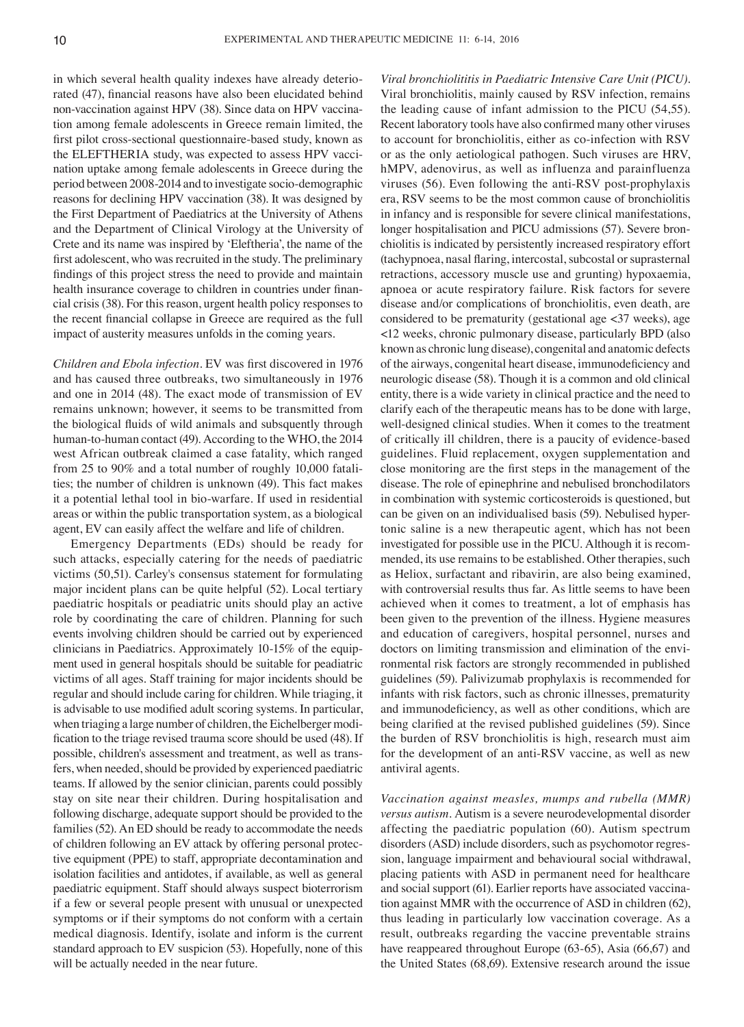in which several health quality indexes have already deteriorated (47), financial reasons have also been elucidated behind non-vaccination against HPV (38). Since data on HPV vaccination among female adolescents in Greece remain limited, the first pilot cross-sectional questionnaire-based study, known as the ELEFTHERIA study, was expected to assess HPV vaccination uptake among female adolescents in Greece during the period between 2008-2014 and to investigate socio-demographic reasons for declining HPV vaccination (38). It was designed by the First Department of Paediatrics at the University of Athens and the Department of Clinical Virology at the University of Crete and its name was inspired by 'Eleftheria', the name of the first adolescent, who was recruited in the study. The preliminary findings of this project stress the need to provide and maintain health insurance coverage to children in countries under financial crisis (38). For this reason, urgent health policy responses to the recent financial collapse in Greece are required as the full impact of austerity measures unfolds in the coming years.

*Children and Ebola infection*. EV was first discovered in 1976 and has caused three outbreaks, two simultaneously in 1976 and one in 2014 (48). The exact mode of transmission of EV remains unknown; however, it seems to be transmitted from the biological fluids of wild animals and subsquently through human-to-human contact (49). According to the WHO, the 2014 west African outbreak claimed a case fatality, which ranged from 25 to 90% and a total number of roughly 10,000 fatalities; the number of children is unknown (49). This fact makes it a potential lethal tool in bio-warfare. If used in residential areas or within the public transportation system, as a biological agent, EV can easily affect the welfare and life of children.

Emergency Departments (EDs) should be ready for such attacks, especially catering for the needs of paediatric victims (50,51). Carley's consensus statement for formulating major incident plans can be quite helpful (52). Local tertiary paediatric hospitals or peadiatric units should play an active role by coordinating the care of children. Planning for such events involving children should be carried out by experienced clinicians in Paediatrics. Approximately 10-15% of the equipment used in general hospitals should be suitable for peadiatric victims of all ages. Staff training for major incidents should be regular and should include caring for children. While triaging, it is advisable to use modified adult scoring systems. In particular, when triaging a large number of children, the Eichelberger modification to the triage revised trauma score should be used (48). If possible, children's assessment and treatment, as well as transfers, when needed, should be provided by experienced paediatric teams. If allowed by the senior clinician, parents could possibly stay on site near their children. During hospitalisation and following discharge, adequate support should be provided to the families (52). An ED should be ready to accommodate the needs of children following an EV attack by offering personal protective equipment (PPE) to staff, appropriate decontamination and isolation facilities and antidotes, if available, as well as general paediatric equipment. Staff should always suspect bioterrorism if a few or several people present with unusual or unexpected symptoms or if their symptoms do not conform with a certain medical diagnosis. Identify, isolate and inform is the current standard approach to EV suspicion (53). Hopefully, none of this will be actually needed in the near future.

*Viral bronchiolititis in Paediatric Intensive Care Unit (PICU)*. Viral bronchiolitis, mainly caused by RSV infection, remains the leading cause of infant admission to the PICU (54,55). Recent laboratory tools have also confirmed many other viruses to account for bronchiolitis, either as co-infection with RSV or as the only aetiological pathogen. Such viruses are HRV, hMPV, adenovirus, as well as influenza and parainfluenza viruses (56). Even following the anti-RSV post-prophylaxis era, RSV seems to be the most common cause of bronchiolitis in infancy and is responsible for severe clinical manifestations, longer hospitalisation and PICU admissions (57). Severe bronchiolitis is indicated by persistently increased respiratory effort (tachypnoea, nasal flaring, intercostal, subcostal or suprasternal retractions, accessory muscle use and grunting) hypoxaemia, apnoea or acute respiratory failure. Risk factors for severe disease and/or complications of bronchiolitis, even death, are considered to be prematurity (gestational age <37 weeks), age <12 weeks, chronic pulmonary disease, particularly BPD (also known as chronic lung disease), congenital and anatomic defects of the airways, congenital heart disease, immunodeficiency and neurologic disease (58). Though it is a common and old clinical entity, there is a wide variety in clinical practice and the need to clarify each of the therapeutic means has to be done with large, well-designed clinical studies. When it comes to the treatment of critically ill children, there is a paucity of evidence-based guidelines. Fluid replacement, oxygen supplementation and close monitoring are the first steps in the management of the disease. The role of epinephrine and nebulised bronchodilators in combination with systemic corticosteroids is questioned, but can be given on an individualised basis (59). Nebulised hypertonic saline is a new therapeutic agent, which has not been investigated for possible use in the PICU. Although it is recommended, its use remains to be established. Other therapies, such as Heliox, surfactant and ribavirin, are also being examined, with controversial results thus far. As little seems to have been achieved when it comes to treatment, a lot of emphasis has been given to the prevention of the illness. Hygiene measures and education of caregivers, hospital personnel, nurses and doctors on limiting transmission and elimination of the environmental risk factors are strongly recommended in published guidelines (59). Palivizumab prophylaxis is recommended for infants with risk factors, such as chronic illnesses, prematurity and immunodeficiency, as well as other conditions, which are being clarified at the revised published guidelines (59). Since the burden of RSV bronchiolitis is high, research must aim for the development of an anti-RSV vaccine, as well as new antiviral agents.

*Vaccination against measles, mumps and rubella (MMR) versus autism*. Autism is a severe neurodevelopmental disorder affecting the paediatric population (60). Autism spectrum disorders (ASD) include disorders, such as psychomotor regression, language impairment and behavioural social withdrawal, placing patients with ASD in permanent need for healthcare and social support (61). Earlier reports have associated vaccination against MMR with the occurrence of ASD in children (62), thus leading in particularly low vaccination coverage. As a result, outbreaks regarding the vaccine preventable strains have reappeared throughout Europe (63-65), Asia (66,67) and the United States (68,69). Extensive research around the issue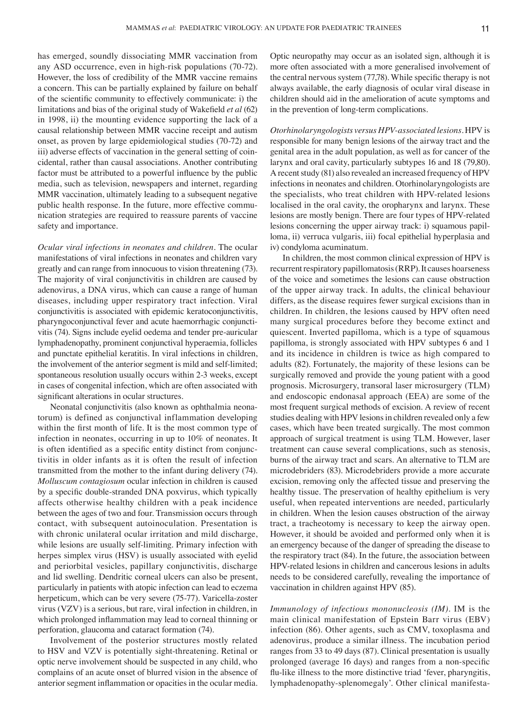has emerged, soundly dissociating MMR vaccination from any ASD occurrence, even in high-risk populations (70-72). However, the loss of credibility of the MMR vaccine remains a concern. This can be partially explained by failure on behalf of the scientific community to effectively communicate: i) the limitations and bias of the original study of Wakefield *et al* (62) in 1998, ii) the mounting evidence supporting the lack of a causal relationship between MMR vaccine receipt and autism onset, as proven by large epidemiological studies (70-72) and iii) adverse effects of vaccination in the general setting of coincidental, rather than causal associations. Another contributing factor must be attributed to a powerful influence by the public media, such as television, newspapers and internet, regarding MMR vaccination, ultimately leading to a subsequent negative public health response. In the future, more effective communication strategies are required to reassure parents of vaccine safety and importance.

*Ocular viral infections in neonates and children*. The ocular manifestations of viral infections in neonates and children vary greatly and can range from innocuous to vision threatening (73). The majority of viral conjunctivitis in children are caused by adenovirus, a DNA virus, which can cause a range of human diseases, including upper respiratory tract infection. Viral conjunctivitis is associated with epidemic keratoconjunctivitis, pharyngoconjunctival fever and acute haemorrhagic conjunctivitis (74). Signs include eyelid oedema and tender pre-auricular lymphadenopathy, prominent conjunctival hyperaemia, follicles and punctate epithelial keratitis. In viral infections in children, the involvement of the anterior segment is mild and self-limited; spontaneous resolution usually occurs within 2-3 weeks, except in cases of congenital infection, which are often associated with significant alterations in ocular structures.

Neonatal conjunctivitis (also known as ophthalmia neonatorum) is defined as conjunctival inflammation developing within the first month of life. It is the most common type of infection in neonates, occurring in up to 10% of neonates. It is often identified as a specific entity distinct from conjunctivitis in older infants as it is often the result of infection transmitted from the mother to the infant during delivery (74). *Molluscum contagiosum* ocular infection in children is caused by a specific double-stranded DNA poxvirus, which typically affects otherwise healthy children with a peak incidence between the ages of two and four. Transmission occurs through contact, with subsequent autoinoculation. Presentation is with chronic unilateral ocular irritation and mild discharge, while lesions are usually self-limiting. Primary infection with herpes simplex virus (HSV) is usually associated with eyelid and periorbital vesicles, papillary conjunctivitis, discharge and lid swelling. Dendritic corneal ulcers can also be present, particularly in patients with atopic infection can lead to eczema herpeticum, which can be very severe (75-77). Varicella-zoster virus (VZV) is a serious, but rare, viral infection in children, in which prolonged inflammation may lead to corneal thinning or perforation, glaucoma and cataract formation (74).

Involvement of the posterior structures mostly related to HSV and VZV is potentially sight-threatening. Retinal or optic nerve involvement should be suspected in any child, who complains of an acute onset of blurred vision in the absence of anterior segment inflammation or opacities in the ocular media. Optic neuropathy may occur as an isolated sign, although it is more often associated with a more generalised involvement of the central nervous system (77,78). While specific therapy is not always available, the early diagnosis of ocular viral disease in children should aid in the amelioration of acute symptoms and in the prevention of long-term complications.

*Otorhinolaryngologists versus HPV-associated lesions*. HPV is responsible for many benign lesions of the airway tract and the genital area in the adult population, as well as for cancer of the larynx and oral cavity, particularly subtypes 16 and 18 (79,80). A recent study (81) also revealed an increased frequency of HPV infections in neonates and children. Otorhinolaryngologists are the specialists, who treat children with HPV-related lesions localised in the oral cavity, the oropharynx and larynx. These lesions are mostly benign. There are four types of HPV-related lesions concerning the upper airway track: i) squamous papilloma, ii) verruca vulgaris, iii) focal epithelial hyperplasia and iv) condyloma acuminatum.

In children, the most common clinical expression of HPV is recurrent respiratory papillomatosis (RRP). It causes hoarseness of the voice and sometimes the lesions can cause obstruction of the upper airway track. In adults, the clinical behaviour differs, as the disease requires fewer surgical excisions than in children. In children, the lesions caused by HPV often need many surgical procedures before they become extinct and quiescent. Inverted papilloma, which is a type of squamous papilloma, is strongly associated with HPV subtypes 6 and 1 and its incidence in children is twice as high compared to adults (82). Fortunately, the majority of these lesions can be surgically removed and provide the young patient with a good prognosis. Microsurgery, transoral laser microsurgery (TLM) and endoscopic endonasal approach (EEA) are some of the most frequent surgical methods of excision. A review of recent studies dealing with HPV lesions in children revealed only a few cases, which have been treated surgically. The most common approach of surgical treatment is using TLM. However, laser treatment can cause several complications, such as stenosis, burns of the airway tract and scars. An alternative to TLM are microdebriders (83). Microdebriders provide a more accurate excision, removing only the affected tissue and preserving the healthy tissue. The preservation of healthy epithelium is very useful, when repeated interventions are needed, particularly in children. When the lesion causes obstruction of the airway tract, a tracheotomy is necessary to keep the airway open. However, it should be avoided and performed only when it is an emergency because of the danger of spreading the disease to the respiratory tract (84). In the future, the association between HPV-related lesions in children and cancerous lesions in adults needs to be considered carefully, revealing the importance of vaccination in children against HPV (85).

*Immunology of infectious mononucleosis (IM)*. IM is the main clinical manifestation of Epstein Barr virus (EBV) infection (86). Other agents, such as CMV, toxoplasma and adenovirus, produce a similar illness. The incubation period ranges from 33 to 49 days (87). Clinical presentation is usually prolonged (average 16 days) and ranges from a non-specific flu-like illness to the more distinctive triad 'fever, pharyngitis, lymphadenopathy-splenomegaly'. Other clinical manifesta-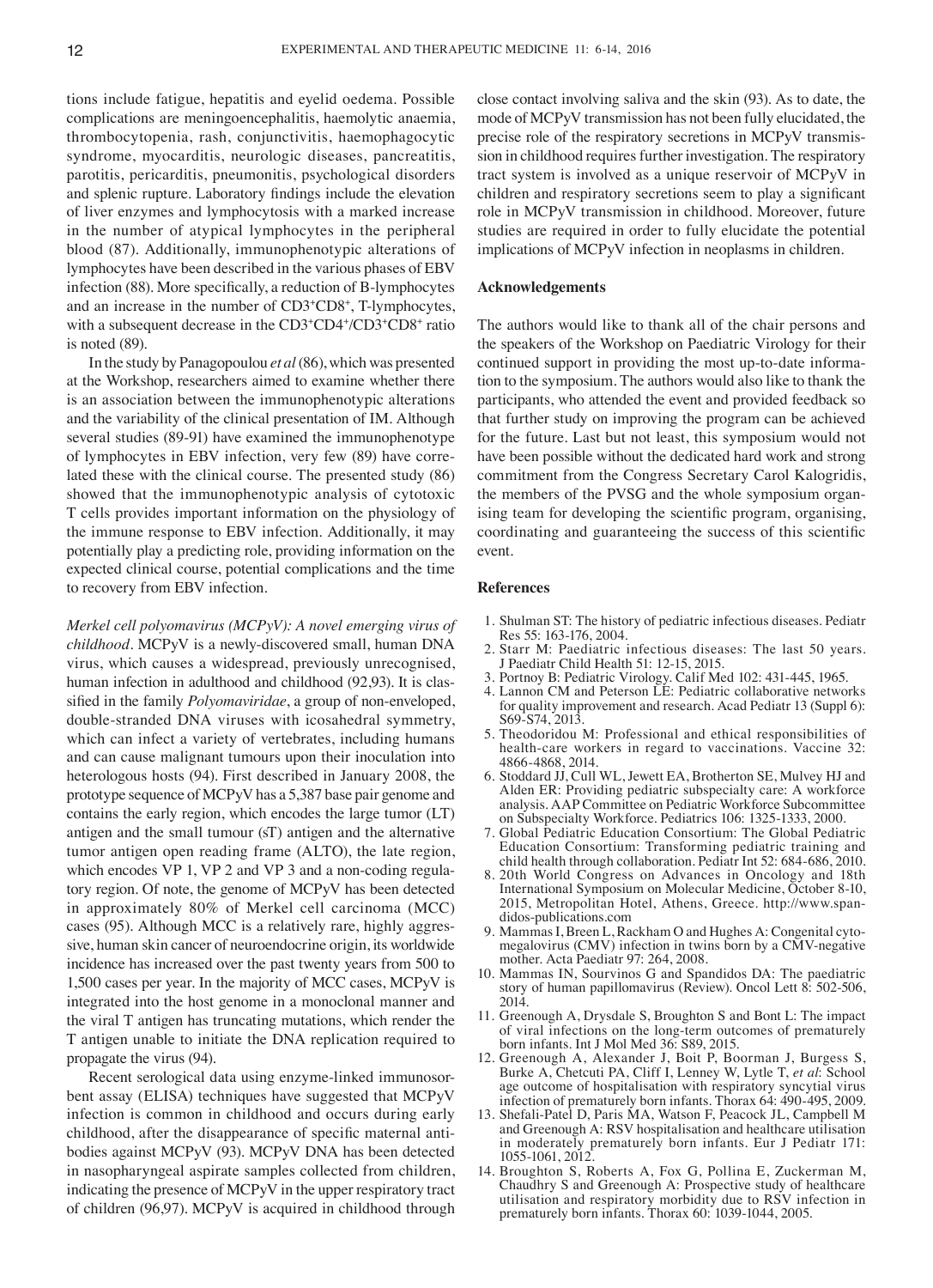tions include fatigue, hepatitis and eyelid oedema. Possible complications are meningoencephalitis, haemolytic anaemia, thrombocytopenia, rash, conjunctivitis, haemophagocytic syndrome, myocarditis, neurologic diseases, pancreatitis, parotitis, pericarditis, pneumonitis, psychological disorders and splenic rupture. Laboratory findings include the elevation of liver enzymes and lymphocytosis with a marked increase in the number of atypical lymphocytes in the peripheral blood (87). Additionally, immunophenotypic alterations of lymphocytes have been described in the various phases of EBV infection (88). More specifically, a reduction of B-lymphocytes and an increase in the number of $CD3^+CD8^+$, T-lymphocytes, with a subsequent decrease in the $CD3^+CD4^+/CD3^+CD8^+$ ratio is noted (89).

In the study by Panagopoulou *et al* (86), which was presented at the Workshop, researchers aimed to examine whether there is an association between the immunophenotypic alterations and the variability of the clinical presentation of IM. Although several studies (89-91) have examined the immunophenotype of lymphocytes in EBV infection, very few (89) have correlated these with the clinical course. The presented study (86) showed that the immunophenotypic analysis of cytotoxic T cells provides important information on the physiology of the immune response to EBV infection. Additionally, it may potentially play a predicting role, providing information on the expected clinical course, potential complications and the time to recovery from EBV infection.

*Merkel cell polyomavirus (MCPyV): A novel emerging virus of childhood*. MCPyV is a newly-discovered small, human DNA virus, which causes a widespread, previously unrecognised, human infection in adulthood and childhood (92,93). It is classified in the family *Polyomaviridae*, a group of non-enveloped, double-stranded DNA viruses with icosahedral symmetry, which can infect a variety of vertebrates, including humans and can cause malignant tumours upon their inoculation into heterologous hosts (94). First described in January 2008, the prototype sequence of MCPyV has a 5,387 base pair genome and contains the early region, which encodes the large tumor (LT) antigen and the small tumour (sT) antigen and the alternative tumor antigen open reading frame (ALTO), the late region, which encodes VP 1, VP 2 and VP 3 and a non-coding regulatory region. Of note, the genome of MCPyV has been detected in approximately 80% of Merkel cell carcinoma (MCC) cases (95). Although MCC is a relatively rare, highly aggressive, human skin cancer of neuroendocrine origin, its worldwide incidence has increased over the past twenty years from 500 to 1,500 cases per year. In the majority of MCC cases, MCPyV is integrated into the host genome in a monoclonal manner and the viral T antigen has truncating mutations, which render the T antigen unable to initiate the DNA replication required to propagate the virus (94).

Recent serological data using enzyme-linked immunosorbent assay (ELISA) techniques have suggested that MCPyV infection is common in childhood and occurs during early childhood, after the disappearance of specific maternal antibodies against MCPyV (93). MCPyV DNA has been detected in nasopharyngeal aspirate samples collected from children, indicating the presence of MCPyV in the upper respiratory tract of children (96,97). MCPyV is acquired in childhood through close contact involving saliva and the skin (93). As to date, the mode of MCPyV transmission has not been fully elucidated, the precise role of the respiratory secretions in MCPyV transmission in childhood requires further investigation. The respiratory tract system is involved as a unique reservoir of MCPyV in children and respiratory secretions seem to play a significant role in MCPyV transmission in childhood. Moreover, future studies are required in order to fully elucidate the potential implications of MCPyV infection in neoplasms in children.

## Acknowledgements

The authors would like to thank all of the chair persons and the speakers of the Workshop on Paediatric Virology for their continued support in providing the most up-to-date information to the symposium. The authors would also like to thank the participants, who attended the event and provided feedback so that further study on improving the program can be achieved for the future. Last but not least, this symposium would not have been possible without the dedicated hard work and strong commitment from the Congress Secretary Carol Kalogridis, the members of the PVSG and the whole symposium organising team for developing the scientific program, organising, coordinating and guaranteeing the success of this scientific event.

## References

1. Shulman ST: The history of pediatric infectious diseases. Pediatr Res 55: 163-176, 2004.
2. Starr M: Paediatric infectious diseases: The last 50 years. J Paediatr Child Health 51: 12-15, 2015.
3. Portnoy B: Pediatric Virology. Calif Med 102: 431-445, 1965.
4. Lannon CM and Peterson LE: Pediatric collaborative networks for quality improvement and research. Acad Pediatr 13 (Suppl 6): S69-S74, 2013.
5. Theodoridou M: Professional and ethical responsibilities of health-care workers in regard to vaccinations. Vaccine 32: 4866-4868, 2014.
6. Stoddard JJ, Cull WL, Jewett EA, Brotherton SE, Mulvey HJ and Alden ER: Providing pediatric subspecialty care: A workforce analysis. AAP Committee on Pediatric Workforce Subcommittee on Subspecialty Workforce. Pediatrics 106: 1325-1333, 2000.
7. Global Pediatric Education Consortium: The Global Pediatric Education Consortium: Transforming pediatric training and child health through collaboration. Pediatr Int 52: 684-686, 2010.
8. 20th World Congress on Advances in Oncology and 18th International Symposium on Molecular Medicine, October 8-10, 2015, Metropolitan Hotel, Athens, Greece. http://www.spandidos-publications.com
9. Mammas I, Breen L, Rackham O and Hughes A: Congenital cytomegalovirus (CMV) infection in twins born by a CMV-negative mother. Acta Paediatr 97: 264, 2008.
10. Mammas IN, Sourvinos G and Spandidos DA: The paediatric story of human papillomavirus (Review). Oncol Lett 8: 502-506, 2014.
11. Greenough A, Drysdale S, Broughton S and Bont L: The impact of viral infections on the long-term outcomes of prematurely born infants. Int J Mol Med 36: S89, 2015.
12. Greenough A, Alexander J, Boit P, Boorman J, Burgess S, Burke A, Chetcuti PA, Cliff I, Lenney W, Lytle T, *et al*: School age outcome of hospitalisation with respiratory syncytial virus infection of prematurely born infants. Thorax 64: 490-495, 2009.
13. Shefali-Patel D, Paris MA, Watson F, Peacock JL, Campbell M and Greenough A: RSV hospitalisation and healthcare utilisation in moderately prematurely born infants. Eur J Pediatr 171: 1055-1061, 2012.
14. Broughton S, Roberts A, Fox G, Pollina E, Zuckerman M, Chaudhry S and Greenough A: Prospective study of healthcare utilisation and respiratory morbidity due to RSV infection in prematurely born infants. Thorax 60: 1039-1044, 2005.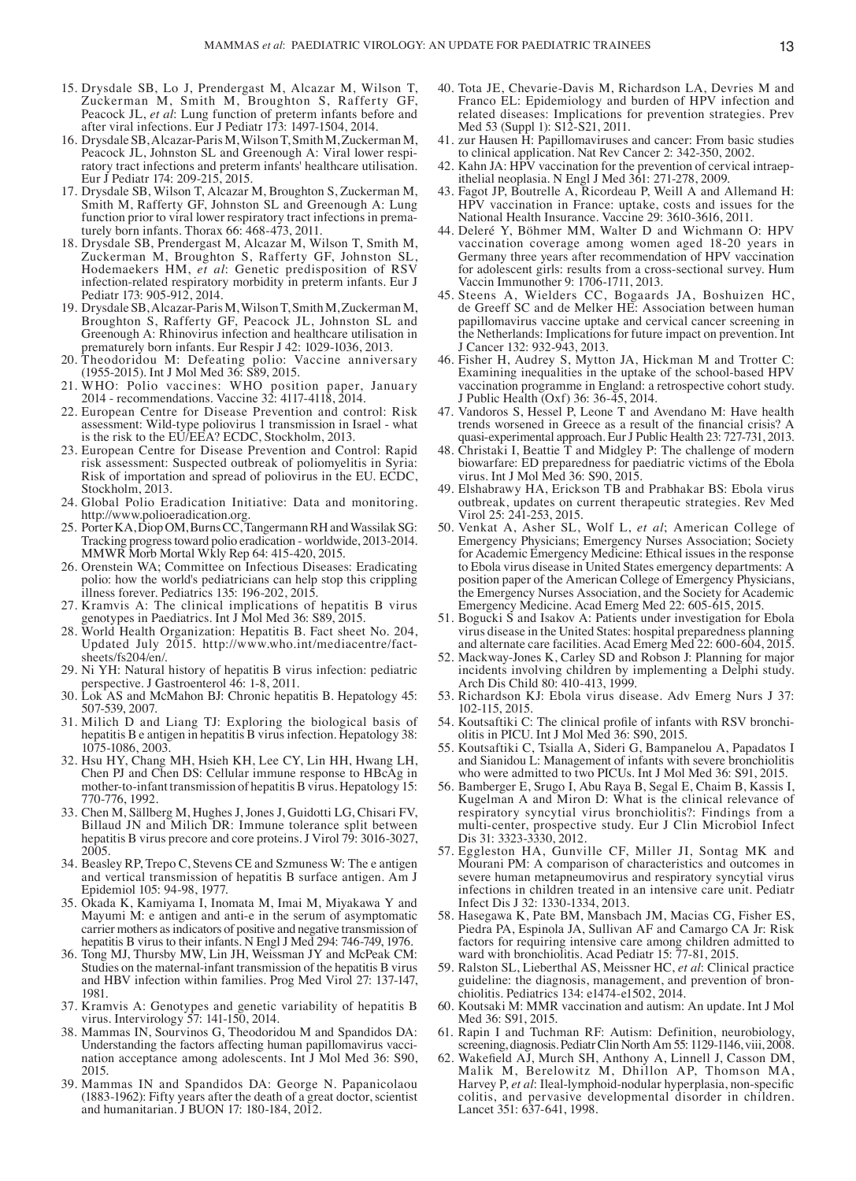15. Drysdale SB, Lo J, Prendergast M, Alcazar M, Wilson T, Zuckerman M, Smith M, Broughton S, Rafferty GF, Peacock JL, *et al*: Lung function of preterm infants before and after viral infections. Eur J Pediatr 173: 1497-1504, 2014.
16. Drysdale SB, Alcazar-Paris M, Wilson T, Smith M, Zuckerman M, Peacock JL, Johnston SL and Greenough A: Viral lower respiratory tract infections and preterm infants' healthcare utilisation. Eur J Pediatr 174: 209-215, 2015.
17. Drysdale SB, Wilson T, Alcazar M, Broughton S, Zuckerman M, Smith M, Rafferty GF, Johnston SL and Greenough A: Lung function prior to viral lower respiratory tract infections in prematurely born infants. Thorax 66: 468-473, 2011.
18. Drysdale SB, Prendergast M, Alcazar M, Wilson T, Smith M, Zuckerman M, Broughton S, Rafferty GF, Johnston SL, Hodemaekers HM, *et al*: Genetic predisposition of RSV infection-related respiratory morbidity in preterm infants. Eur J Pediatr 173: 905-912, 2014.
19. Drysdale SB, Alcazar-Paris M, Wilson T, Smith M, Zuckerman M, Broughton S, Rafferty GF, Peacock JL, Johnston SL and Greenough A: Rhinovirus infection and healthcare utilisation in prematurely born infants. Eur Respir J 42: 1029-1036, 2013.
20. Theodoridou M: Defeating polio: Vaccine anniversary (1955-2015). Int J Mol Med 36: S89, 2015.
21. WHO: Polio vaccines: WHO position paper, January 2014 - recommendations. Vaccine 32: 4117-4118, 2014.
22. European Centre for Disease Prevention and control: Risk assessment: Wild-type poliovirus 1 transmission in Israel - what is the risk to the EU/EEA? ECDC, Stockholm, 2013.
23. European Centre for Disease Prevention and Control: Rapid risk assessment: Suspected outbreak of poliomyelitis in Syria: Risk of importation and spread of poliovirus in the EU. ECDC, Stockholm, 2013.
24. Global Polio Eradication Initiative: Data and monitoring. http://www.polioeradication.org.
25. Porter KA, Diop OM, Burns CC, Tangermann RH and Wassilak SG: Tracking progress toward polio eradication - worldwide, 2013-2014. MMWR Morb Mortal Wkly Rep 64: 415-420, 2015.
26. Orenstein WA; Committee on Infectious Diseases: Eradicating polio: how the world's pediatricians can help stop this crippling illness forever. Pediatrics 135: 196-202, 2015.
27. Kramvis A: The clinical implications of hepatitis B virus genotypes in Paediatrics. Int J Mol Med 36: S89, 2015.
28. World Health Organization: Hepatitis B. Fact sheet No. 204, Updated July 2015. http://www.who.int/mediacentre/factsheets/fs204/en/.
29. Ni YH: Natural history of hepatitis B virus infection: pediatric perspective. J Gastroenterol 46: 1-8, 2011.
30. Lok AS and McMahon BJ: Chronic hepatitis B. Hepatology 45: 507-539, 2007.
31. Milich D and Liang TJ: Exploring the biological basis of hepatitis B e antigen in hepatitis B virus infection. Hepatology 38: 1075-1086, 2003.
32. Hsu HY, Chang MH, Hsieh KH, Lee CY, Lin HH, Hwang LH, Chen PJ and Chen DS: Cellular immune response to HBcAg in mother-to-infant transmission of hepatitis B virus. Hepatology 15: 770-776, 1992.
33. Chen M, Sällberg M, Hughes J, Jones J, Guidotti LG, Chisari FV, Billaud JN and Milich DR: Immune tolerance split between hepatitis B virus precore and core proteins. J Virol 79: 3016-3027, 2005.
34. Beasley RP, Trepo C, Stevens CE and Szmuness W: The e antigen and vertical transmission of hepatitis B surface antigen. Am J Epidemiol 105: 94-98, 1977.
35. Okada K, Kamiyama I, Inomata M, Imai M, Miyakawa Y and Mayumi M: e antigen and anti-e in the serum of asymptomatic carrier mothers as indicators of positive and negative transmission of hepatitis B virus to their infants. N Engl J Med 294: 746-749, 1976.
36. Tong MJ, Thursby MW, Lin JH, Weissman JY and McPeak CM: Studies on the maternal-infant transmission of the hepatitis B virus and HBV infection within families. Prog Med Virol 27: 137-147, 1981.
37. Kramvis A: Genotypes and genetic variability of hepatitis B virus. Intervirology 57: 141-150, 2014.
38. Mammas IN, Sourvinos G, Theodoridou M and Spandidos DA: Understanding the factors affecting human papillomavirus vaccination acceptance among adolescents. Int J Mol Med 36: S90, 2015.
39. Mammas IN and Spandidos DA: George N. Papanicolaou (1883-1962): Fifty years after the death of a great doctor, scientist and humanitarian. J BUON 17: 180-184, 2012.
40. Tota JE, Chevarie-Davis M, Richardson LA, Devries M and Franco EL: Epidemiology and burden of HPV infection and related diseases: Implications for prevention strategies. Prev Med 53 (Suppl 1): S12-S21, 2011.
41. zur Hausen H: Papillomaviruses and cancer: From basic studies to clinical application. Nat Rev Cancer 2: 342-350, 2002.
42. Kahn JA: HPV vaccination for the prevention of cervical intraepithelial neoplasia. N Engl J Med 361: 271-278, 2009.
43. Fagot JP, Boutrelle A, Ricordeau P, Weill A and Allemand H: HPV vaccination in France: uptake, costs and issues for the National Health Insurance. Vaccine 29: 3610-3616, 2011.
44. Deleré Y, Böhmer MM, Walter D and Wichmann O: HPV vaccination coverage among women aged 18-20 years in Germany three years after recommendation of HPV vaccination for adolescent girls: results from a cross-sectional survey. Hum Vaccin Immunother 9: 1706-1711, 2013.
45. Steens A, Wielders CC, Bogaards JA, Boshuizen HC, de Greeff SC and de Melker HE: Association between human papillomavirus vaccine uptake and cervical cancer screening in the Netherlands: Implications for future impact on prevention. Int J Cancer 132: 932-943, 2013.
46. Fisher H, Audrey S, Mytton JA, Hickman M and Trotter C: Examining inequalities in the uptake of the school-based HPV vaccination programme in England: a retrospective cohort study. J Public Health (Oxf) 36: 36-45, 2014.
47. Vandoros S, Hessel P, Leone T and Avendano M: Have health trends worsened in Greece as a result of the financial crisis? A quasi-experimental approach. Eur J Public Health 23: 727-731, 2013.
48. Christaki I, Beattie T and Midgley P: The challenge of modern biowarfare: ED preparedness for paediatric victims of the Ebola virus. Int J Mol Med 36: S90, 2015.
49. Elshabrawy HA, Erickson TB and Prabhakar BS: Ebola virus outbreak, updates on current therapeutic strategies. Rev Med Virol 25: 241-253, 2015.
50. Venkat A, Asher SL, Wolf L, *et al*; American College of Emergency Physicians; Emergency Nurses Association; Society for Academic Emergency Medicine: Ethical issues in the response to Ebola virus disease in United States emergency departments: A position paper of the American College of Emergency Physicians, the Emergency Nurses Association, and the Society for Academic Emergency Medicine. Acad Emerg Med 22: 605-615, 2015.
51. Bogucki S and Isakov A: Patients under investigation for Ebola virus disease in the United States: hospital preparedness planning and alternate care facilities. Acad Emerg Med 22: 600-604, 2015.
52. Mackway-Jones K, Carley SD and Robson J: Planning for major incidents involving children by implementing a Delphi study. Arch Dis Child 80: 410-413, 1999.
53. Richardson KJ: Ebola virus disease. Adv Emerg Nurs J 37: 102-115, 2015.
54. Koutsaftiki C: The clinical profile of infants with RSV bronchiolitis in PICU. Int J Mol Med 36: S90, 2015.
55. Koutsaftiki C, Tsialla A, Sideri G, Bampanelou A, Papadatos I and Sianidou L: Management of infants with severe bronchiolitis who were admitted to two PICUs. Int J Mol Med 36: S91, 2015.
56. Bamberger E, Srugo I, Abu Raya B, Segal E, Chaim B, Kassis I, Kugelman A and Miron D: What is the clinical relevance of respiratory syncytial virus bronchiolitis?: Findings from a multi-center, prospective study. Eur J Clin Microbiol Infect Dis 31: 3323-3330, 2012.
57. Eggleston HA, Gunville CF, Miller JI, Sontag MK and Mourani PM: A comparison of characteristics and outcomes in severe human metapneumovirus and respiratory syncytial virus infections in children treated in an intensive care unit. Pediatr Infect Dis J 32: 1330-1334, 2013.
58. Hasegawa K, Pate BM, Mansbach JM, Macias CG, Fisher ES, Piedra PA, Espinola JA, Sullivan AF and Camargo CA Jr: Risk factors for requiring intensive care among children admitted to ward with bronchiolitis. Acad Pediatr 15: 77-81, 2015.
59. Ralston SL, Lieberthal AS, Meissner HC, *et al*: Clinical practice guideline: the diagnosis, management, and prevention of bronchiolitis. Pediatrics 134: e1474-e1502, 2014.
60. Koutsaki M: MMR vaccination and autism: An update. Int J Mol Med 36: S91, 2015.
61. Rapin I and Tuchman RF: Autism: Definition, neurobiology, screening, diagnosis. Pediatr Clin North Am 55: 1129-1146, viii, 2008.
62. Wakefield AJ, Murch SH, Anthony A, Linnell J, Casson DM, Malik M, Berelowitz M, Dhillon AP, Thomson MA, Harvey P, *et al*: Ileal-lymphoid-nodular hyperplasia, non-specific colitis, and pervasive developmental disorder in children. Lancet 351: 637-641, 1998.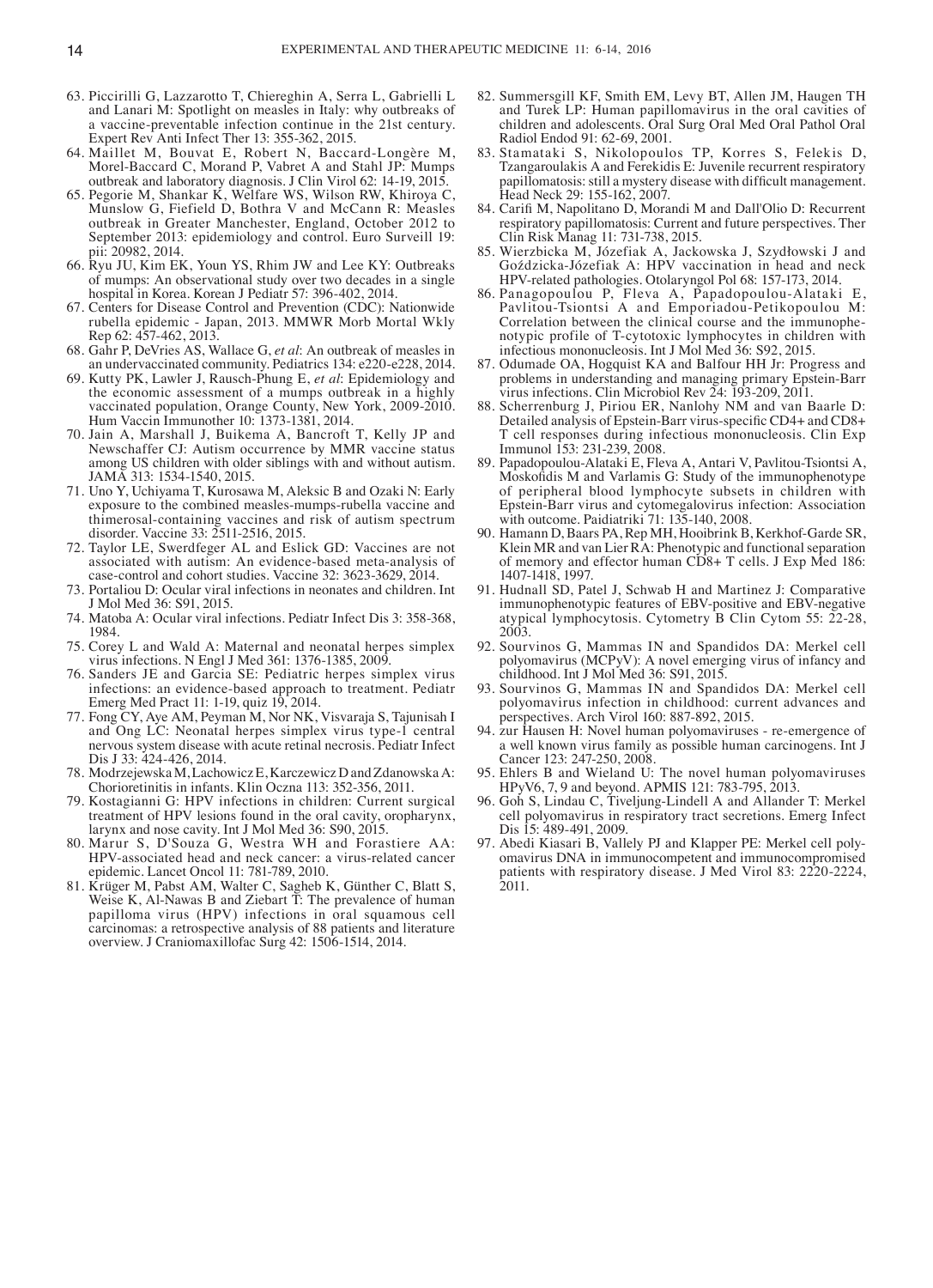63. Piccirilli G, Lazzarotto T, Chiereghin A, Serra L, Gabrielli L and Lanari M: Spotlight on measles in Italy: why outbreaks of a vaccine-preventable infection continue in the 21st century. Expert Rev Anti Infect Ther 13: 355-362, 2015.
64. Maillet M, Bouvat E, Robert N, Baccard-Longère M, Morel-Baccard C, Morand P, Vabret A and Stahl JP: Mumps outbreak and laboratory diagnosis. J Clin Virol 62: 14-19, 2015.
65. Pegorie M, Shankar K, Welfare WS, Wilson RW, Khiroya C, Munslow G, Fiefield D, Bothra V and McCann R: Measles outbreak in Greater Manchester, England, October 2012 to September 2013: epidemiology and control. Euro Surveill 19: pii: 20982, 2014.
66. Ryu JU, Kim EK, Youn YS, Rhim JW and Lee KY: Outbreaks of mumps: An observational study over two decades in a single hospital in Korea. Korean J Pediatr 57: 396-402, 2014.
67. Centers for Disease Control and Prevention (CDC): Nationwide rubella epidemic - Japan, 2013. MMWR Morb Mortal Wkly Rep 62: 457-462, 2013.
68. Gahr P, DeVries AS, Wallace G, *et al*: An outbreak of measles in an undervaccinated community. Pediatrics 134: e220-e228, 2014.
69. Kutty PK, Lawler J, Rausch-Phung E, *et al*: Epidemiology and the economic assessment of a mumps outbreak in a highly vaccinated population, Orange County, New York, 2009-2010. Hum Vaccin Immunother 10: 1373-1381, 2014.
70. Jain A, Marshall J, Buikema A, Bancroft T, Kelly JP and Newschaffer CJ: Autism occurrence by MMR vaccine status among US children with older siblings with and without autism. JAMA 313: 1534-1540, 2015.
71. Uno Y, Uchiyama T, Kurosawa M, Aleksic B and Ozaki N: Early exposure to the combined measles-mumps-rubella vaccine and thimerosal-containing vaccines and risk of autism spectrum disorder. Vaccine 33: 2511-2516, 2015.
72. Taylor LE, Swerdfeger AL and Eslick GD: Vaccines are not associated with autism: An evidence-based meta-analysis of case-control and cohort studies. Vaccine 32: 3623-3629, 2014.
73. Portaliou D: Ocular viral infections in neonates and children. Int J Mol Med 36: S91, 2015.
74. Matoba A: Ocular viral infections. Pediatr Infect Dis 3: 358-368, 1984.
75. Corey L and Wald A: Maternal and neonatal herpes simplex virus infections. N Engl J Med 361: 1376-1385, 2009.
76. Sanders JE and Garcia SE: Pediatric herpes simplex virus infections: an evidence-based approach to treatment. Pediatr Emerg Med Pract 11: 1-19, quiz 19, 2014.
77. Fong CY, Aye AM, Peyman M, Nor NK, Visvaraja S, Tajunisah I and Ong LC: Neonatal herpes simplex virus type-1 central nervous system disease with acute retinal necrosis. Pediatr Infect Dis J 33: 424-426, 2014.
78. Modrzejewska M, Lachowicz E, Karczewicz D and Zdanowska A: Chorioretinitis in infants. Klin Oczna 113: 352-356, 2011.
79. Kostagianni G: HPV infections in children: Current surgical treatment of HPV lesions found in the oral cavity, oropharynx, larynx and nose cavity. Int J Mol Med 36: S90, 2015.
80. Marur S, D'Souza G, Westra WH and Forastiere AA: HPV-associated head and neck cancer: a virus-related cancer epidemic. Lancet Oncol 11: 781-789, 2010.
81. Krüger M, Pabst AM, Walter C, Sagheb K, Günther C, Blatt S, Weise K, Al-Nawas B and Ziebart T: The prevalence of human papilloma virus (HPV) infections in oral squamous cell carcinomas: a retrospective analysis of 88 patients and literature overview. J Craniomaxillofac Surg 42: 1506-1514, 2014.
82. Summersgill KF, Smith EM, Levy BT, Allen JM, Haugen TH and Turek LP: Human papillomavirus in the oral cavities of children and adolescents. Oral Surg Oral Med Oral Pathol Oral Radiol Endod 91: 62-69, 2001.
83. Stamataki S, Nikolopoulos TP, Korres S, Felekis D, Tzangaroulakis A and Ferekidis E: Juvenile recurrent respiratory papillomatosis: still a mystery disease with difficult management. Head Neck 29: 155-162, 2007.
84. Carifi M, Napolitano D, Morandi M and Dall'Olio D: Recurrent respiratory papillomatosis: Current and future perspectives. Ther Clin Risk Manag 11: 731-738, 2015.
85. Wierzbicka M, Józefiak A, Jackowska J, Szydłowski J and Goździcka-Józefiak A: HPV vaccination in head and neck HPV-related pathologies. Otolaryngol Pol 68: 157-173, 2014.
86. Panagopoulou P, Fleva A, Papadopoulou-Alataki E, Pavlitou-Tsiontsi A and Emporiadou-Petikopoulou M: Correlation between the clinical course and the immunophenotypic profile of T-cytotoxic lymphocytes in children with infectious mononucleosis. Int J Mol Med 36: S92, 2015.
87. Odumade OA, Hogquist KA and Balfour HH Jr: Progress and problems in understanding and managing primary Epstein-Barr virus infections. Clin Microbiol Rev 24: 193-209, 2011.
88. Scherrenburg J, Piriou ER, Nanlohy NM and van Baarle D: Detailed analysis of Epstein-Barr virus-specific CD4+ and CD8+ T cell responses during infectious mononucleosis. Clin Exp Immunol 153: 231-239, 2008.
89. Papadopoulou-Alataki E, Fleva A, Antari V, Pavlitou-Tsiontsi A, Moskofidis M and Varlamis G: Study of the immunophenotype of peripheral blood lymphocyte subsets in children with Epstein-Barr virus and cytomegalovirus infection: Association with outcome. Paidiatriki 71: 135-140, 2008.
90. Hamann D, Baars PA, Rep MH, Hooibrink B, Kerkhof-Garde SR, Klein MR and van Lier RA: Phenotypic and functional separation of memory and effector human CD8+ T cells. J Exp Med 186: 1407-1418, 1997.
91. Hudnall SD, Patel J, Schwab H and Martinez J: Comparative immunophenotypic features of EBV-positive and EBV-negative atypical lymphocytosis. Cytometry B Clin Cytom 55: 22-28, 2003.
92. Sourvinos G, Mammas IN and Spandidos DA: Merkel cell polyomavirus (MCPyV): A novel emerging virus of infancy and childhood. Int J Mol Med 36: S91, 2015.
93. Sourvinos G, Mammas IN and Spandidos DA: Merkel cell polyomavirus infection in childhood: current advances and perspectives. Arch Virol 160: 887-892, 2015.
94. zur Hausen H: Novel human polyomaviruses - re-emergence of a well known virus family as possible human carcinogens. Int J Cancer 123: 247-250, 2008.
95. Ehlers B and Wieland U: The novel human polyomaviruses HPyV6, 7, 9 and beyond. APMIS 121: 783-795, 2013.
96. Goh S, Lindau C, Tiveljung-Lindell A and Allander T: Merkel cell polyomavirus in respiratory tract secretions. Emerg Infect Dis 15: 489-491, 2009.
97. Abedi Kiasari B, Vallely PJ and Klapper PE: Merkel cell polyomavirus DNA in immunocompetent and immunocompromised patients with respiratory disease. J Med Virol 83: 2220-2224, 2011.